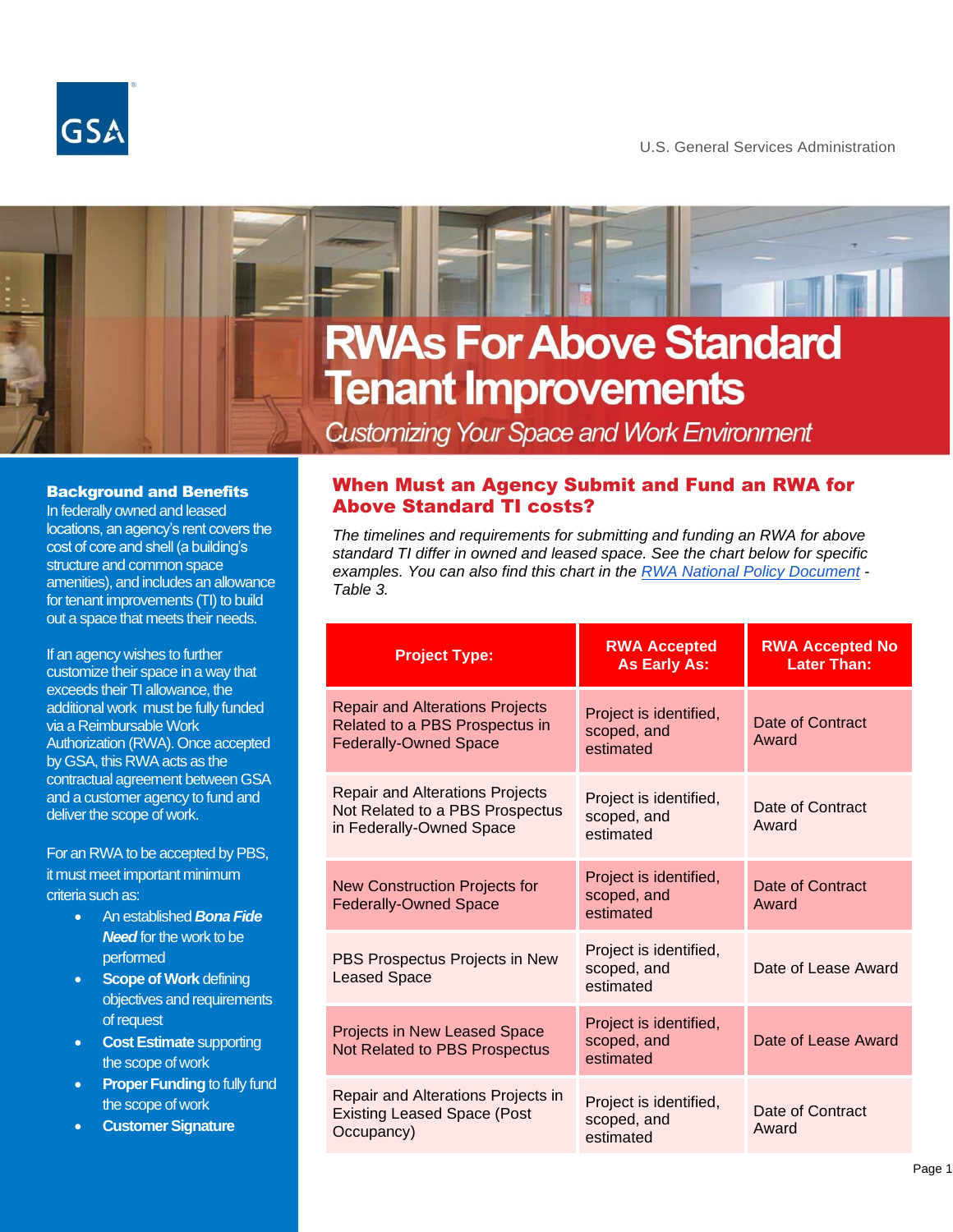U.S. General Services Administration

# RWAs For Above Standard Tenant Improvements

*Customizing Your Space and Work Environment*

## Background and Benefits

In federally owned and leased locations, an agency's rent covers the cost of core and shell (a building's structure and common space amenities), and includes an allowance for tenant improvements (TI) to build out a space that meets their needs.

If an agency wishes to further customize their space in a way that exceeds their TI allowance, the additional work must be fully funded via a Reimbursable Work Authorization (RWA). Once accepted by GSA, this RWA acts as the contractual agreement between GSA and a customer agency to fund and deliver the scope of work.

For an RWA to be accepted by PBS, it must meet important minimum criteria such as:

- An established ***Bona Fide Need*** for the work to be performed
- **Scope of Work** defining objectives and requirements of request
- **Cost Estimate** supporting the scope of work
- **Proper Funding** to fully fund the scope of work
- **Customer Signature**

## When Must an Agency Submit and Fund an RWA for Above Standard TI costs?

*The timelines and requirements for submitting and funding an RWA for above standard TI differ in owned and leased space. See the chart below for specific examples. You can also find this chart in the RWA National Policy Document - Table 3.*

| Project Type: | RWA Accepted As Early As: | RWA Accepted No Later Than: |
|---|---|---|
| Repair and Alterations Projects Related to a PBS Prospectus in Federally-Owned Space | Project is identified, scoped, and estimated | Date of Contract Award |
| Repair and Alterations Projects Not Related to a PBS Prospectus in Federally-Owned Space | Project is identified, scoped, and estimated | Date of Contract Award |
| New Construction Projects for Federally-Owned Space | Project is identified, scoped, and estimated | Date of Contract Award |
| PBS Prospectus Projects in New Leased Space | Project is identified, scoped, and estimated | Date of Lease Award |
| Projects in New Leased Space Not Related to PBS Prospectus | Project is identified, scoped, and estimated | Date of Lease Award |
| Repair and Alterations Projects in Existing Leased Space (Post Occupancy) | Project is identified, scoped, and estimated | Date of Contract Award |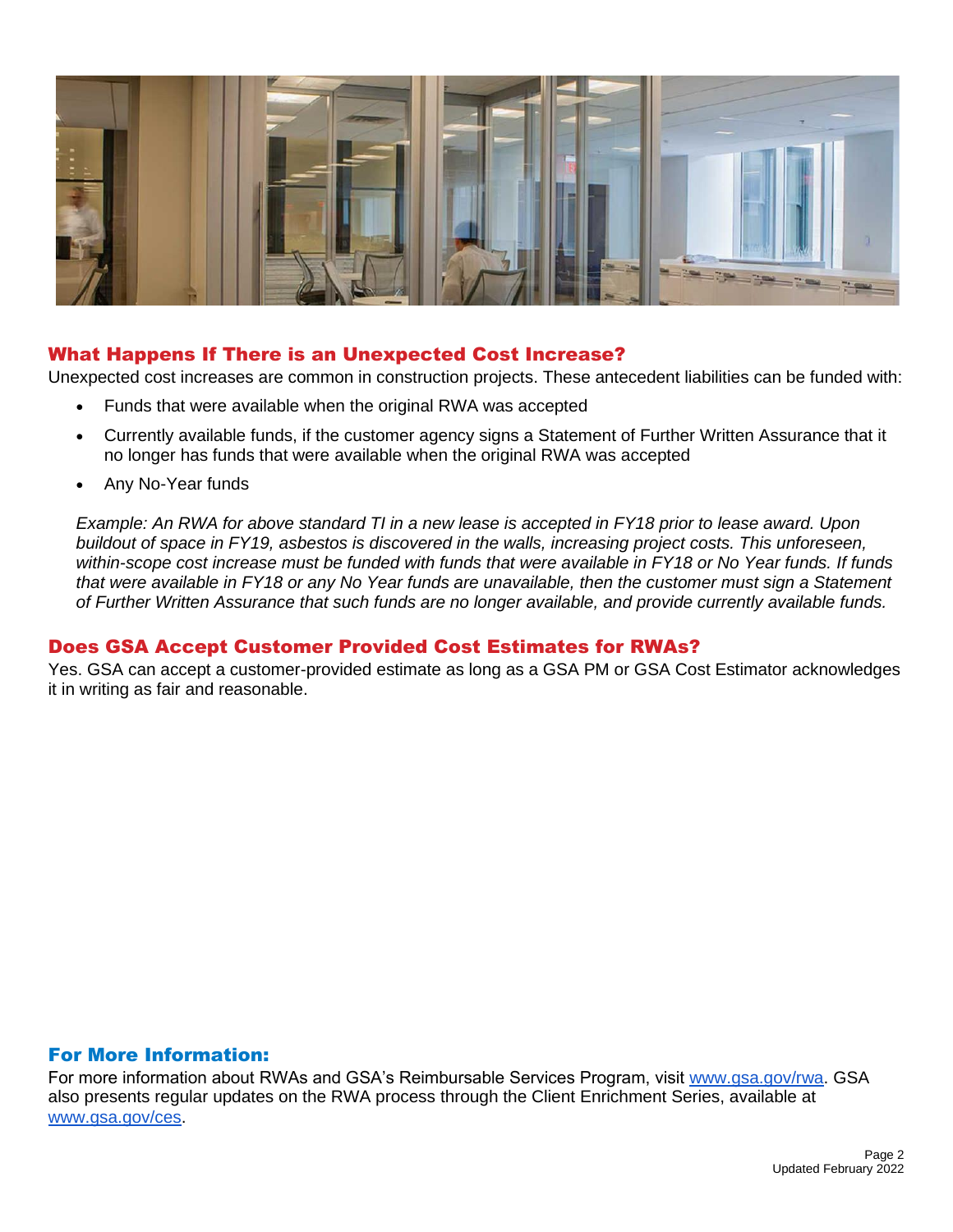## What Happens If There is an Unexpected Cost Increase?

Unexpected cost increases are common in construction projects. These antecedent liabilities can be funded with:

- Funds that were available when the original RWA was accepted
- Currently available funds, if the customer agency signs a Statement of Further Written Assurance that it no longer has funds that were available when the original RWA was accepted
- Any No-Year funds

*Example: An RWA for above standard TI in a new lease is accepted in FY18 prior to lease award. Upon buildout of space in FY19, asbestos is discovered in the walls, increasing project costs. This unforeseen, within-scope cost increase must be funded with funds that were available in FY18 or No Year funds. If funds that were available in FY18 or any No Year funds are unavailable, then the customer must sign a Statement of Further Written Assurance that such funds are no longer available, and provide currently available funds.*

## Does GSA Accept Customer Provided Cost Estimates for RWAs?

Yes. GSA can accept a customer-provided estimate as long as a GSA PM or GSA Cost Estimator acknowledges it in writing as fair and reasonable.

## For More Information:

For more information about RWAs and GSA's Reimbursable Services Program, visit [www.gsa.gov/rwa](www.gsa.gov/rwa). GSA also presents regular updates on the RWA process through the Client Enrichment Series, available at [www.gsa.gov/ces](www.gsa.gov/ces).

Updated February 2022